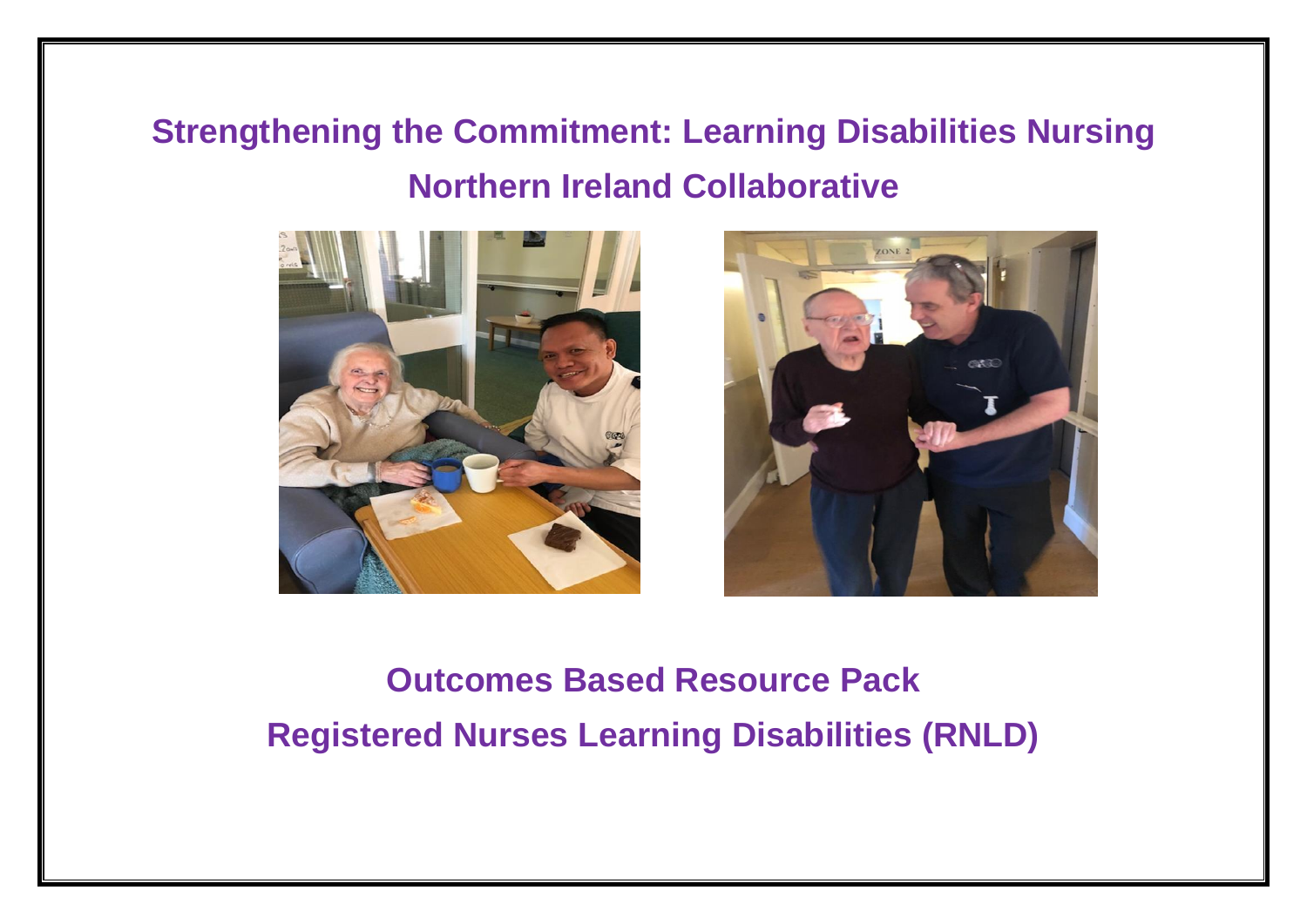# Strengthening the Commitment: Learning Disabilities Nursing

# Northern Ireland Collaborative

## Outcomes Based Resource Pack

## Registered Nurses Learning Disabilities (RNLD)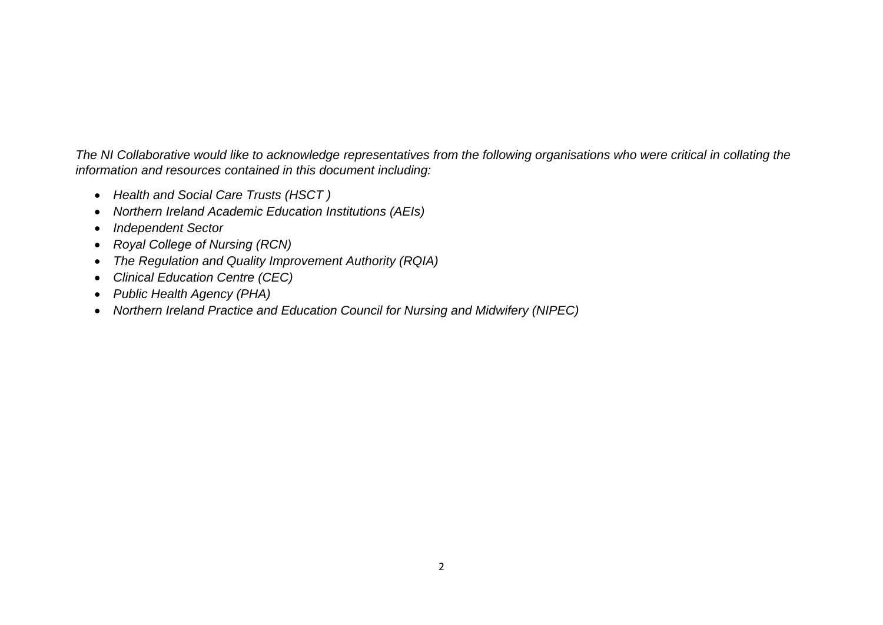*The NI Collaborative would like to acknowledge representatives from the following organisations who were critical in collating the information and resources contained in this document including:*

- *Health and Social Care Trusts (HSCT )*
- *Northern Ireland Academic Education Institutions (AEIs)*
- *Independent Sector*
- *Royal College of Nursing (RCN)*
- *The Regulation and Quality Improvement Authority (RQIA)*
- *Clinical Education Centre (CEC)*
- *Public Health Agency (PHA)*
- *Northern Ireland Practice and Education Council for Nursing and Midwifery (NIPEC)*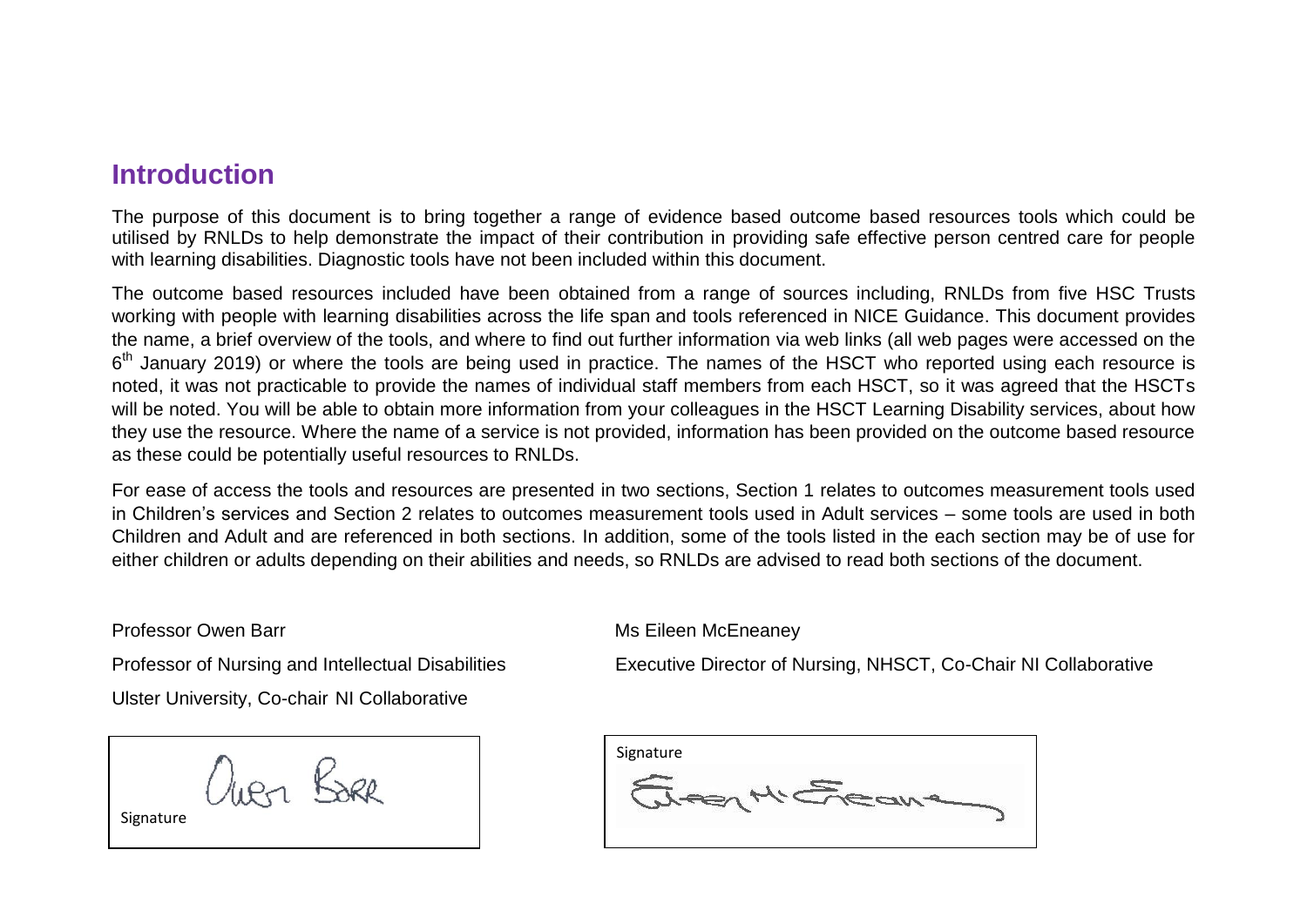## Introduction

The purpose of this document is to bring together a range of evidence based outcome based resources tools which could be utilised by RNLDs to help demonstrate the impact of their contribution in providing safe effective person centred care for people with learning disabilities. Diagnostic tools have not been included within this document.

The outcome based resources included have been obtained from a range of sources including, RNLDs from five HSC Trusts working with people with learning disabilities across the life span and tools referenced in NICE Guidance. This document provides the name, a brief overview of the tools, and where to find out further information via web links (all web pages were accessed on the 6th January 2019) or where the tools are being used in practice. The names of the HSCT who reported using each resource is noted, it was not practicable to provide the names of individual staff members from each HSCT, so it was agreed that the HSCTs will be noted. You will be able to obtain more information from your colleagues in the HSCT Learning Disability services, about how they use the resource. Where the name of a service is not provided, information has been provided on the outcome based resource as these could be potentially useful resources to RNLDs.

For ease of access the tools and resources are presented in two sections, Section 1 relates to outcomes measurement tools used in Children's services and Section 2 relates to outcomes measurement tools used in Adult services – some tools are used in both Children and Adult and are referenced in both sections. In addition, some of the tools listed in the each section may be of use for either children or adults depending on their abilities and needs, so RNLDs are advised to read both sections of the document.

Professor Owen Barr

Professor of Nursing and Intellectual Disabilities

Ulster University, Co-chair NI Collaborative

Signature

Ms Eileen McEneaney

Executive Director of Nursing, NHSCT, Co-Chair NI Collaborative

Signature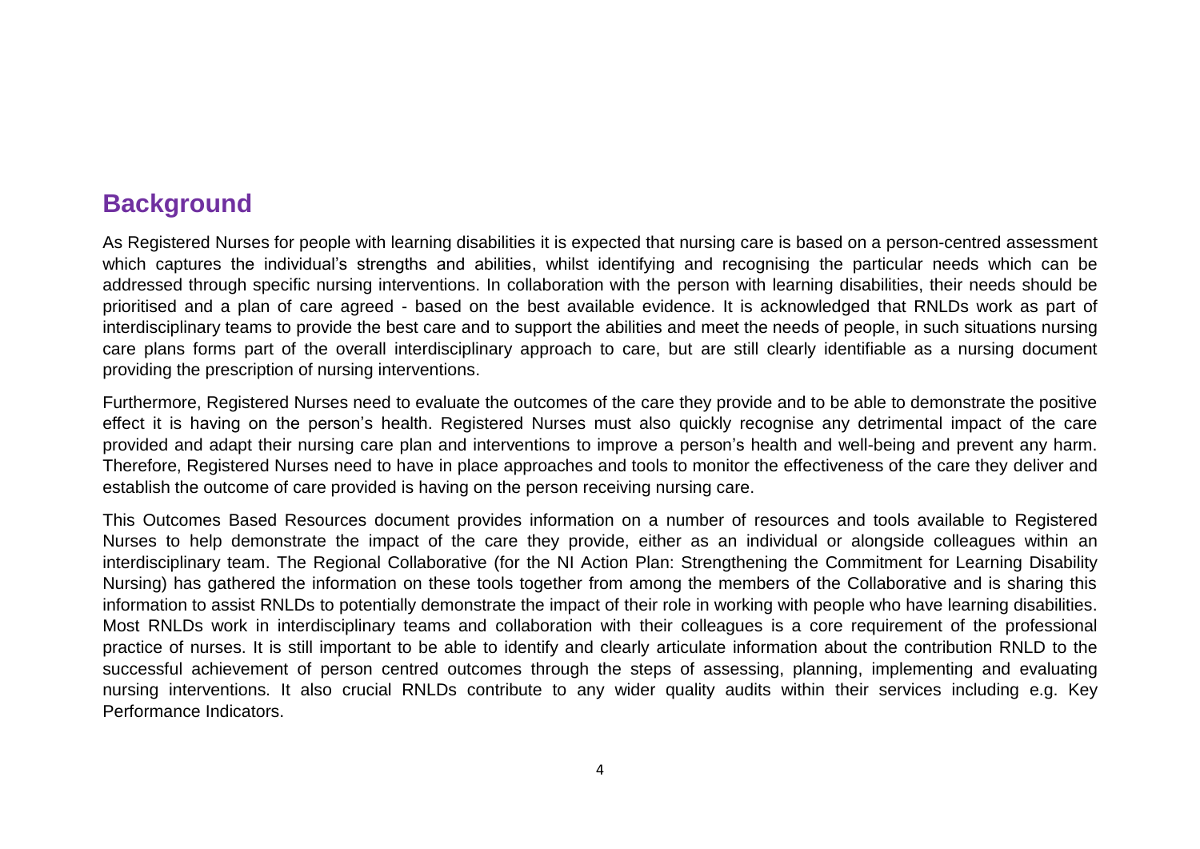## Background

As Registered Nurses for people with learning disabilities it is expected that nursing care is based on a person-centred assessment which captures the individual's strengths and abilities, whilst identifying and recognising the particular needs which can be addressed through specific nursing interventions. In collaboration with the person with learning disabilities, their needs should be prioritised and a plan of care agreed - based on the best available evidence. It is acknowledged that RNLDs work as part of interdisciplinary teams to provide the best care and to support the abilities and meet the needs of people, in such situations nursing care plans forms part of the overall interdisciplinary approach to care, but are still clearly identifiable as a nursing document providing the prescription of nursing interventions.

Furthermore, Registered Nurses need to evaluate the outcomes of the care they provide and to be able to demonstrate the positive effect it is having on the person's health. Registered Nurses must also quickly recognise any detrimental impact of the care provided and adapt their nursing care plan and interventions to improve a person's health and well-being and prevent any harm. Therefore, Registered Nurses need to have in place approaches and tools to monitor the effectiveness of the care they deliver and establish the outcome of care provided is having on the person receiving nursing care.

This Outcomes Based Resources document provides information on a number of resources and tools available to Registered Nurses to help demonstrate the impact of the care they provide, either as an individual or alongside colleagues within an interdisciplinary team. The Regional Collaborative (for the NI Action Plan: Strengthening the Commitment for Learning Disability Nursing) has gathered the information on these tools together from among the members of the Collaborative and is sharing this information to assist RNLDs to potentially demonstrate the impact of their role in working with people who have learning disabilities. Most RNLDs work in interdisciplinary teams and collaboration with their colleagues is a core requirement of the professional practice of nurses. It is still important to be able to identify and clearly articulate information about the contribution RNLD to the successful achievement of person centred outcomes through the steps of assessing, planning, implementing and evaluating nursing interventions. It also crucial RNLDs contribute to any wider quality audits within their services including e.g. Key Performance Indicators.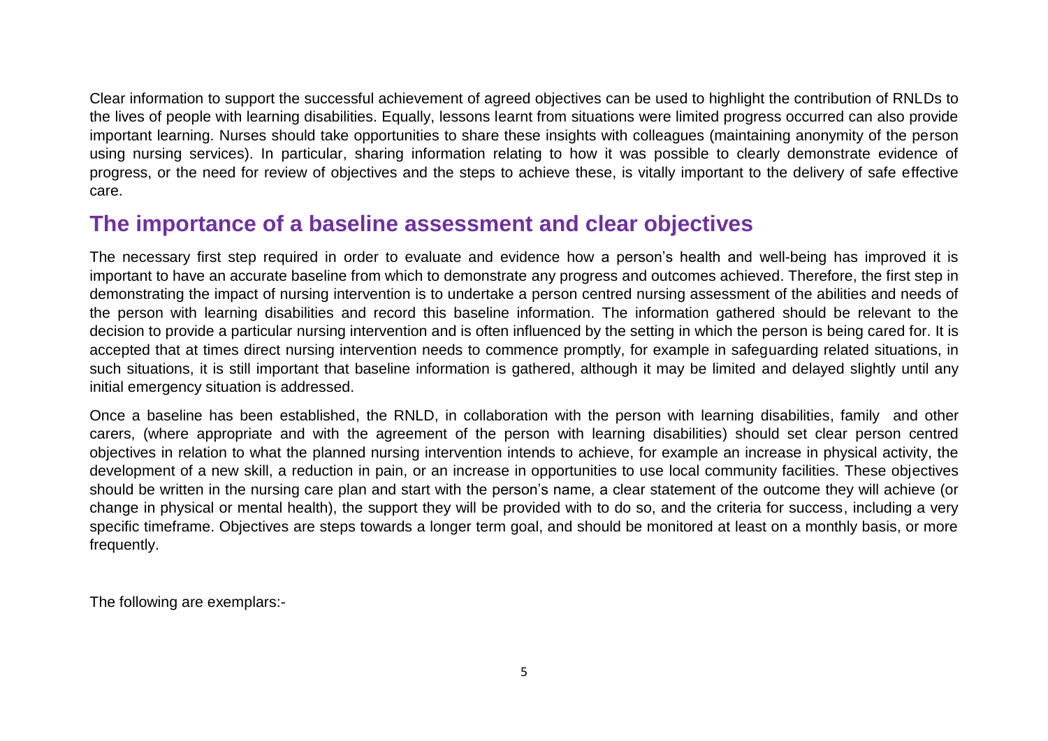Clear information to support the successful achievement of agreed objectives can be used to highlight the contribution of RNLDs to the lives of people with learning disabilities. Equally, lessons learnt from situations were limited progress occurred can also provide important learning. Nurses should take opportunities to share these insights with colleagues (maintaining anonymity of the person using nursing services). In particular, sharing information relating to how it was possible to clearly demonstrate evidence of progress, or the need for review of objectives and the steps to achieve these, is vitally important to the delivery of safe effective care.

## The importance of a baseline assessment and clear objectives

The necessary first step required in order to evaluate and evidence how a person's health and well-being has improved it is important to have an accurate baseline from which to demonstrate any progress and outcomes achieved. Therefore, the first step in demonstrating the impact of nursing intervention is to undertake a person centred nursing assessment of the abilities and needs of the person with learning disabilities and record this baseline information. The information gathered should be relevant to the decision to provide a particular nursing intervention and is often influenced by the setting in which the person is being cared for. It is accepted that at times direct nursing intervention needs to commence promptly, for example in safeguarding related situations, in such situations, it is still important that baseline information is gathered, although it may be limited and delayed slightly until any initial emergency situation is addressed.

Once a baseline has been established, the RNLD, in collaboration with the person with learning disabilities, family and other carers, (where appropriate and with the agreement of the person with learning disabilities) should set clear person centred objectives in relation to what the planned nursing intervention intends to achieve, for example an increase in physical activity, the development of a new skill, a reduction in pain, or an increase in opportunities to use local community facilities. These objectives should be written in the nursing care plan and start with the person's name, a clear statement of the outcome they will achieve (or change in physical or mental health), the support they will be provided with to do so, and the criteria for success, including a very specific timeframe. Objectives are steps towards a longer term goal, and should be monitored at least on a monthly basis, or more frequently.

The following are exemplars:-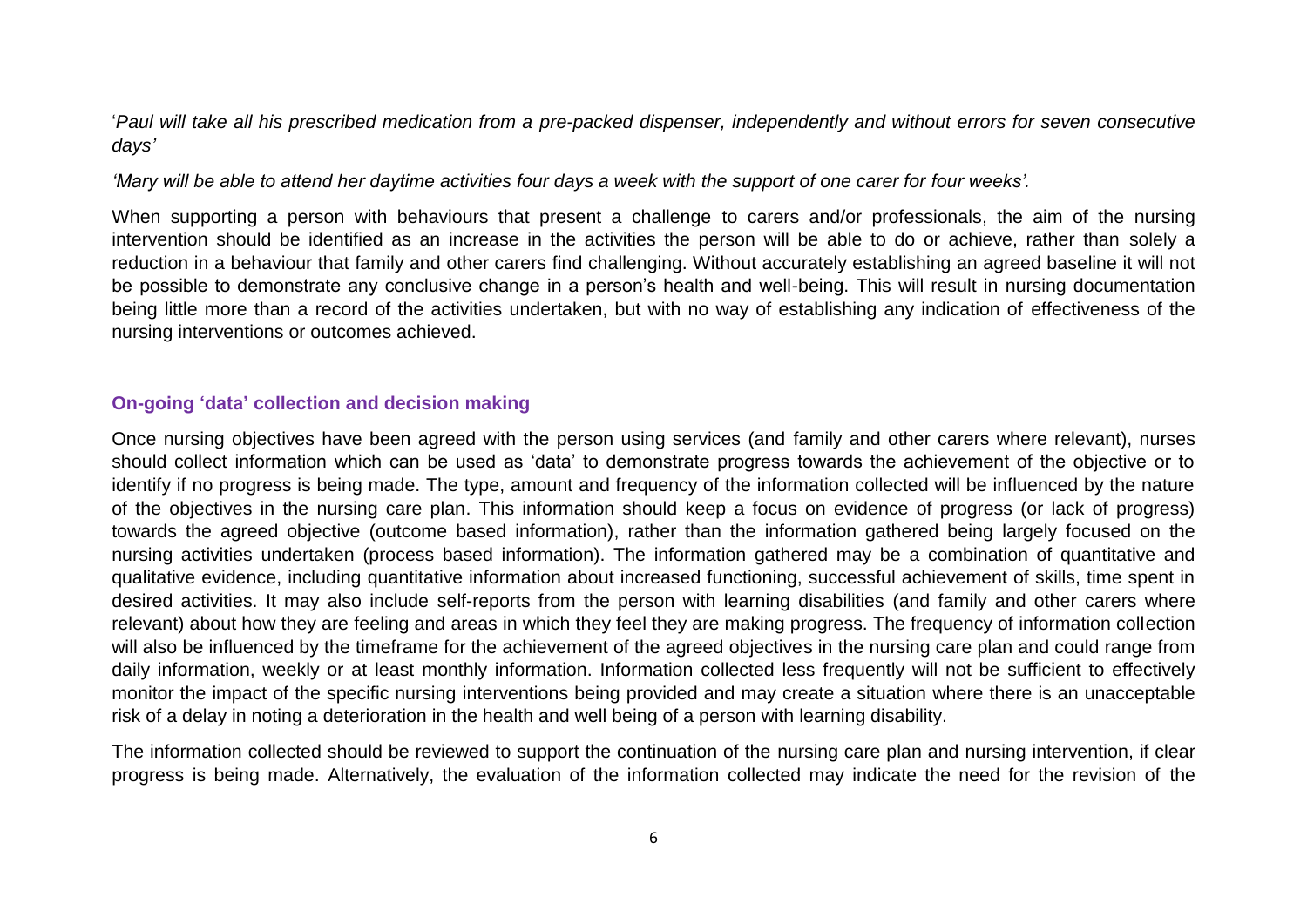'*Paul will take all his prescribed medication from a pre-packed dispenser, independently and without errors for seven consecutive days'*

*'Mary will be able to attend her daytime activities four days a week with the support of one carer for four weeks'.*

When supporting a person with behaviours that present a challenge to carers and/or professionals, the aim of the nursing intervention should be identified as an increase in the activities the person will be able to do or achieve, rather than solely a reduction in a behaviour that family and other carers find challenging. Without accurately establishing an agreed baseline it will not be possible to demonstrate any conclusive change in a person's health and well-being. This will result in nursing documentation being little more than a record of the activities undertaken, but with no way of establishing any indication of effectiveness of the nursing interventions or outcomes achieved.

### On-going 'data' collection and decision making

Once nursing objectives have been agreed with the person using services (and family and other carers where relevant), nurses should collect information which can be used as 'data' to demonstrate progress towards the achievement of the objective or to identify if no progress is being made. The type, amount and frequency of the information collected will be influenced by the nature of the objectives in the nursing care plan. This information should keep a focus on evidence of progress (or lack of progress) towards the agreed objective (outcome based information), rather than the information gathered being largely focused on the nursing activities undertaken (process based information). The information gathered may be a combination of quantitative and qualitative evidence, including quantitative information about increased functioning, successful achievement of skills, time spent in desired activities. It may also include self-reports from the person with learning disabilities (and family and other carers where relevant) about how they are feeling and areas in which they feel they are making progress. The frequency of information collection will also be influenced by the timeframe for the achievement of the agreed objectives in the nursing care plan and could range from daily information, weekly or at least monthly information. Information collected less frequently will not be sufficient to effectively monitor the impact of the specific nursing interventions being provided and may create a situation where there is an unacceptable risk of a delay in noting a deterioration in the health and well being of a person with learning disability.

The information collected should be reviewed to support the continuation of the nursing care plan and nursing intervention, if clear progress is being made. Alternatively, the evaluation of the information collected may indicate the need for the revision of the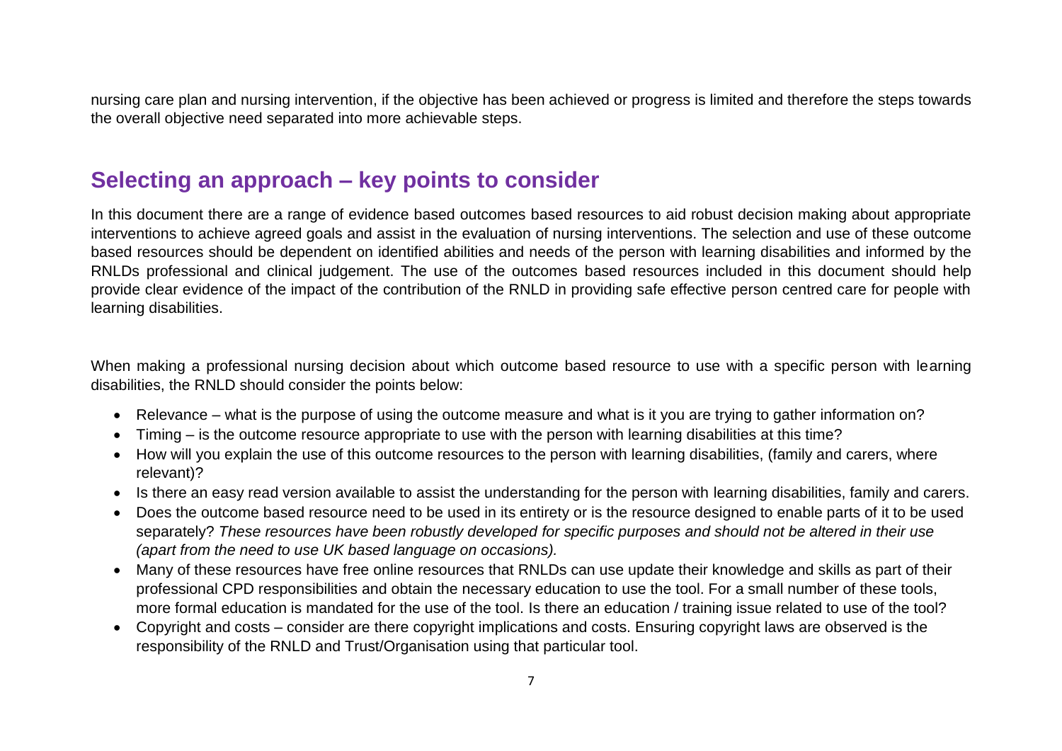nursing care plan and nursing intervention, if the objective has been achieved or progress is limited and therefore the steps towards the overall objective need separated into more achievable steps.

## Selecting an approach – key points to consider

In this document there are a range of evidence based outcomes based resources to aid robust decision making about appropriate interventions to achieve agreed goals and assist in the evaluation of nursing interventions. The selection and use of these outcome based resources should be dependent on identified abilities and needs of the person with learning disabilities and informed by the RNLDs professional and clinical judgement. The use of the outcomes based resources included in this document should help provide clear evidence of the impact of the contribution of the RNLD in providing safe effective person centred care for people with learning disabilities.

When making a professional nursing decision about which outcome based resource to use with a specific person with learning disabilities, the RNLD should consider the points below:

- Relevance – what is the purpose of using the outcome measure and what is it you are trying to gather information on?
- Timing – is the outcome resource appropriate to use with the person with learning disabilities at this time?
- How will you explain the use of this outcome resources to the person with learning disabilities, (family and carers, where relevant)?
- Is there an easy read version available to assist the understanding for the person with learning disabilities, family and carers.
- Does the outcome based resource need to be used in its entirety or is the resource designed to enable parts of it to be used separately? *These resources have been robustly developed for specific purposes and should not be altered in their use (apart from the need to use UK based language on occasions).*
- Many of these resources have free online resources that RNLDs can use update their knowledge and skills as part of their professional CPD responsibilities and obtain the necessary education to use the tool. For a small number of these tools, more formal education is mandated for the use of the tool. Is there an education / training issue related to use of the tool?
- Copyright and costs – consider are there copyright implications and costs. Ensuring copyright laws are observed is the responsibility of the RNLD and Trust/Organisation using that particular tool.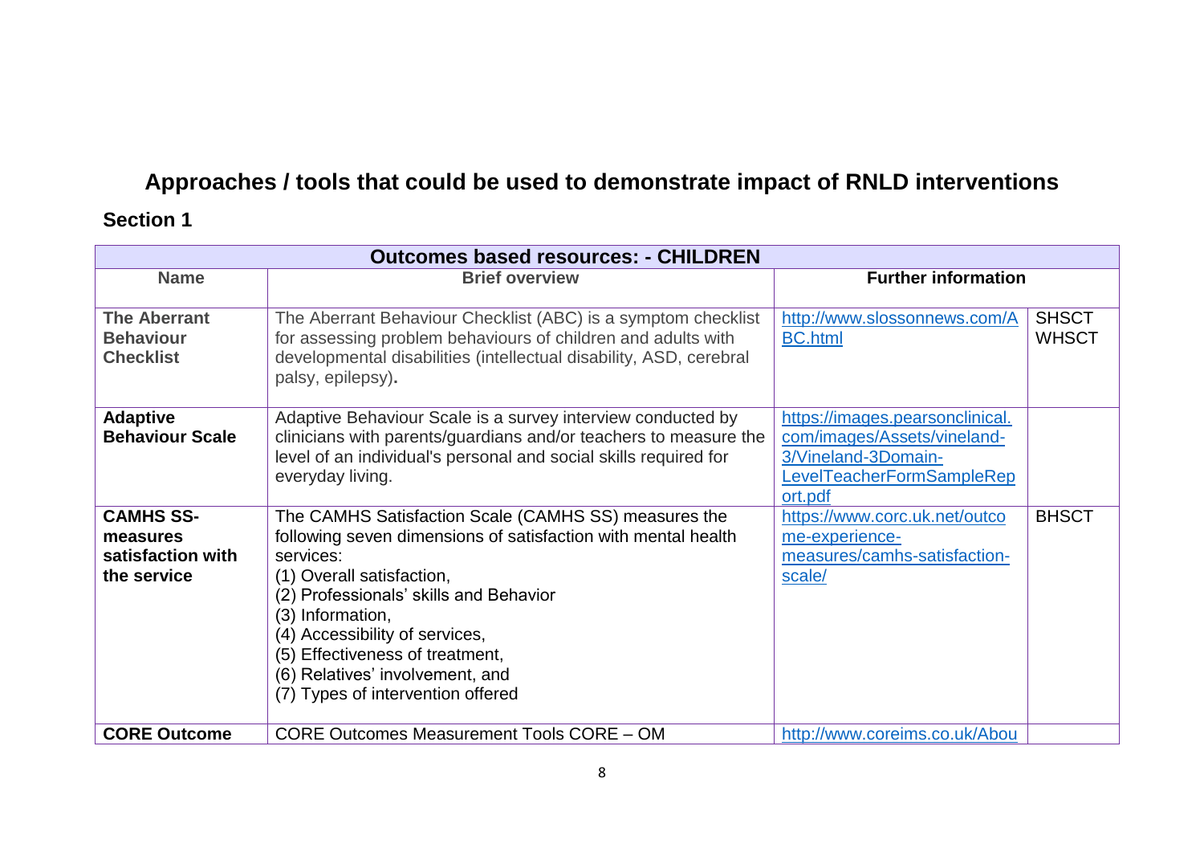# Approaches / tools that could be used to demonstrate impact of RNLD interventions

## Section 1

| Outcomes based resources: - CHILDREN | | | |
|---|---|---|---|
| **Name** | **Brief overview** | **Further information** | |
| **The Aberrant Behaviour Checklist** | The Aberrant Behaviour Checklist (ABC) is a symptom checklist for assessing problem behaviours of children and adults with developmental disabilities (intellectual disability, ASD, cerebral palsy, epilepsy). | http://www.slossonnews.com/ABC.html | SHSCT WHSCT |
| **Adaptive Behaviour Scale** | Adaptive Behaviour Scale is a survey interview conducted by clinicians with parents/guardians and/or teachers to measure the level of an individual's personal and social skills required for everyday living. | https://images.pearsonclinical.com/images/Assets/vineland-3/Vineland-3Domain-LevelTeacherFormSampleReport.pdf | |
| **CAMHS SS- measures satisfaction with the service** | The CAMHS Satisfaction Scale (CAMHS SS) measures the following seven dimensions of satisfaction with mental health services:<br>(1) Overall satisfaction,<br>(2) Professionals' skills and Behavior<br>(3) Information,<br>(4) Accessibility of services,<br>(5) Effectiveness of treatment,<br>(6) Relatives' involvement, and<br>(7) Types of intervention offered | https://www.corc.uk.net/outcome-experience-measures/camhs-satisfaction-scale/ | BHSCT |
| **CORE Outcome** | CORE Outcomes Measurement Tools CORE – OM | http://www.coreims.co.uk/Abou | |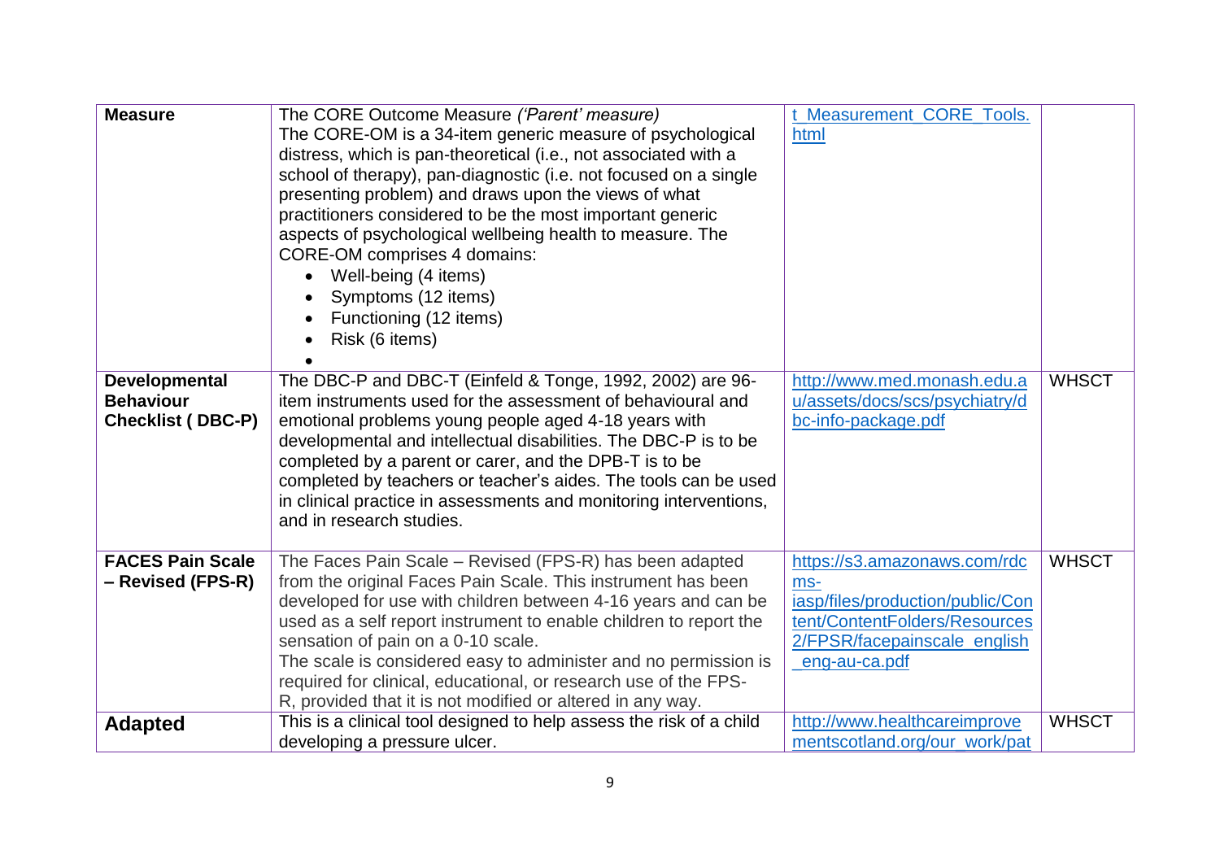| Measure | The CORE Outcome Measure *('Parent' measure)*<br>The CORE-OM is a 34-item generic measure of psychological distress, which is pan-theoretical (i.e., not associated with a school of therapy), pan-diagnostic (i.e. not focused on a single presenting problem) and draws upon the views of what practitioners considered to be the most important generic aspects of psychological wellbeing health to measure. The CORE-OM comprises 4 domains:<br>• Well-being (4 items)<br>• Symptoms (12 items)<br>• Functioning (12 items)<br>• Risk (6 items)<br>• | t_Measurement_CORE_Tools.html | |
|---|---|---|---|
| **Developmental Behaviour Checklist ( DBC-P)** | The DBC-P and DBC-T (Einfeld & Tonge, 1992, 2002) are 96-item instruments used for the assessment of behavioural and emotional problems young people aged 4-18 years with developmental and intellectual disabilities. The DBC-P is to be completed by a parent or carer, and the DPB-T is to be completed by teachers or teacher's aides. The tools can be used in clinical practice in assessments and monitoring interventions, and in research studies. | http://www.med.monash.edu.au/assets/docs/scs/psychiatry/dbc-info-package.pdf | WHSCT |
| **FACES Pain Scale – Revised (FPS-R)** | The Faces Pain Scale – Revised (FPS-R) has been adapted from the original Faces Pain Scale. This instrument has been developed for use with children between 4-16 years and can be used as a self report instrument to enable children to report the sensation of pain on a 0-10 scale.<br>The scale is considered easy to administer and no permission is required for clinical, educational, or research use of the FPS-R, provided that it is not modified or altered in any way. | https://s3.amazonaws.com/rdcms-iasp/files/production/public/Content/ContentFolders/Resources2/FPSR/facepainscale_english_eng-au-ca.pdf | WHSCT |
| **Adapted** | This is a clinical tool designed to help assess the risk of a child developing a pressure ulcer. | http://www.healthcareimprovementscotland.org/our_work/pat | WHSCT |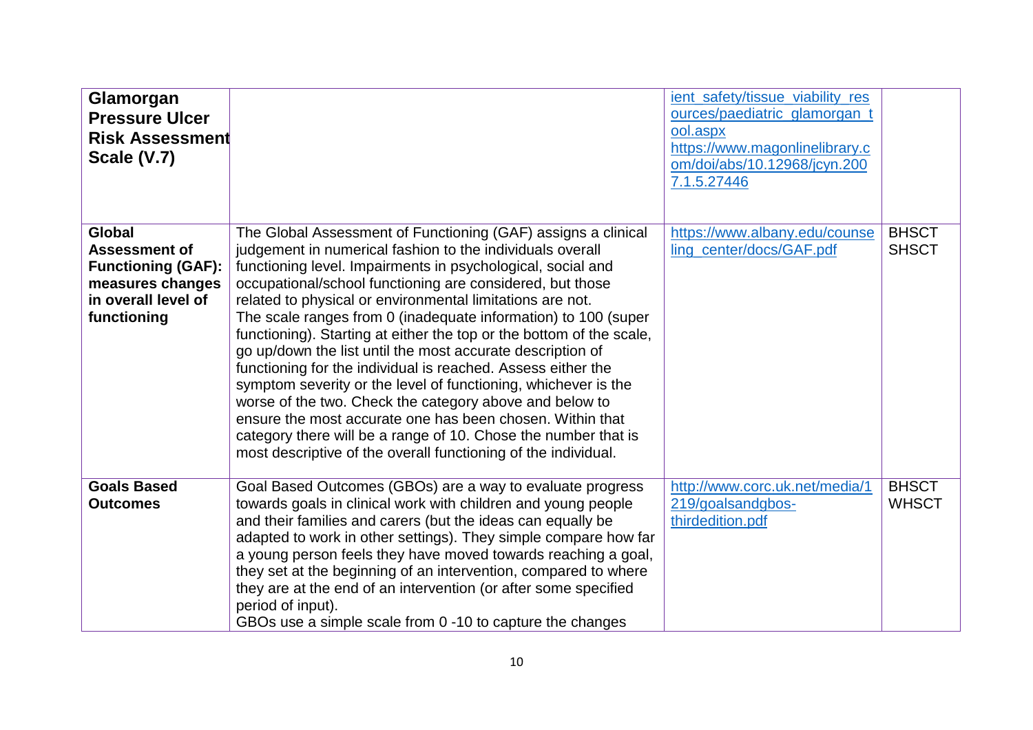| | | | |
|---|---|---|---|
| **Glamorgan Pressure Ulcer Risk Assessment Scale (V.7)** | | ient_safety/tissue_viability_resources/paediatric_glamorgan_tool.aspx https://www.magonlinelibrary.com/doi/abs/10.12968/jcyn.2007.1.5.27446 | |
| **Global Assessment of Functioning (GAF): measures changes in overall level of functioning** | The Global Assessment of Functioning (GAF) assigns a clinical judgement in numerical fashion to the individuals overall functioning level. Impairments in psychological, social and occupational/school functioning are considered, but those related to physical or environmental limitations are not. The scale ranges from 0 (inadequate information) to 100 (super functioning). Starting at either the top or the bottom of the scale, go up/down the list until the most accurate description of functioning for the individual is reached. Assess either the symptom severity or the level of functioning, whichever is the worse of the two. Check the category above and below to ensure the most accurate one has been chosen. Within that category there will be a range of 10. Chose the number that is most descriptive of the overall functioning of the individual. | https://www.albany.edu/counseling_center/docs/GAF.pdf | BHSCT SHSCT |
| **Goals Based Outcomes** | Goal Based Outcomes (GBOs) are a way to evaluate progress towards goals in clinical work with children and young people and their families and carers (but the ideas can equally be adapted to work in other settings). They simple compare how far a young person feels they have moved towards reaching a goal, they set at the beginning of an intervention, compared to where they are at the end of an intervention (or after some specified period of input). GBOs use a simple scale from 0 -10 to capture the changes | http://www.corc.uk.net/media/1219/goalsandgbos-thirdedition.pdf | BHSCT WHSCT |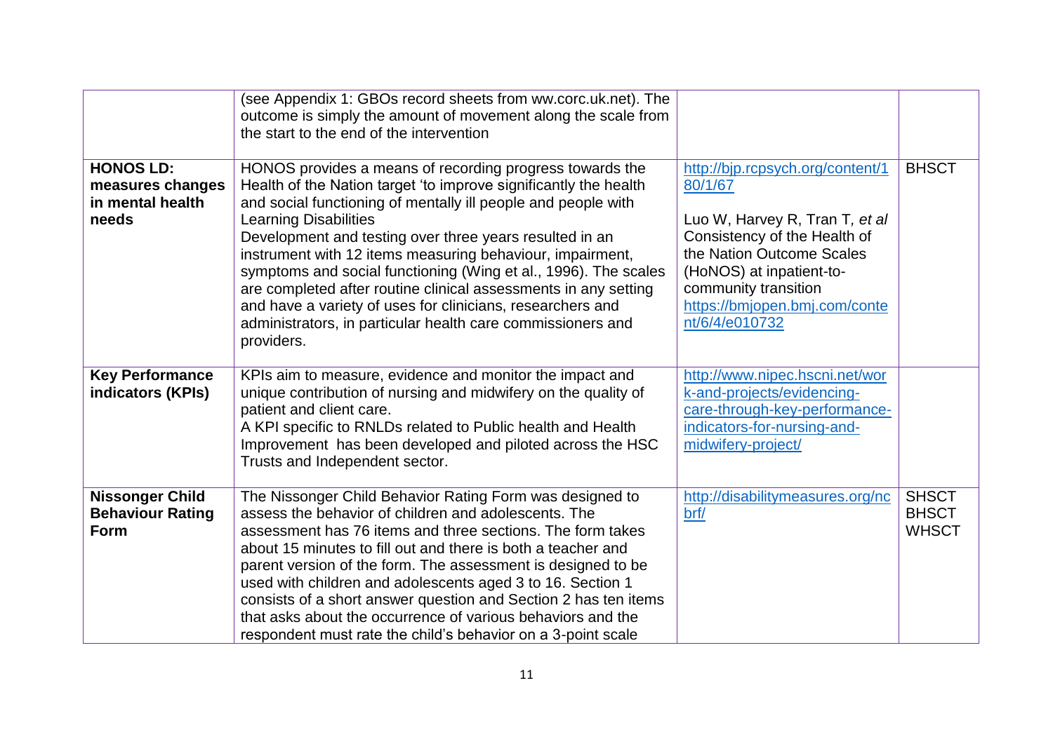| | | | |
|---|---|---|---|
| | (see Appendix 1: GBOs record sheets from ww.corc.uk.net). The outcome is simply the amount of movement along the scale from the start to the end of the intervention | | |
| **HONOS LD: measures changes in mental health needs** | HONOS provides a means of recording progress towards the Health of the Nation target 'to improve significantly the health and social functioning of mentally ill people and people with Learning Disabilities<br>Development and testing over three years resulted in an instrument with 12 items measuring behaviour, impairment, symptoms and social functioning (Wing et al., 1996). The scales are completed after routine clinical assessments in any setting and have a variety of uses for clinicians, researchers and administrators, in particular health care commissioners and providers. | http://bjp.rcpsych.org/content/180/1/67<br><br>Luo W, Harvey R, Tran T, *et al* Consistency of the Health of the Nation Outcome Scales (HoNOS) at inpatient-to-community transition https://bmjopen.bmj.com/content/6/4/e010732 | BHSCT |
| **Key Performance indicators (KPIs)** | KPIs aim to measure, evidence and monitor the impact and unique contribution of nursing and midwifery on the quality of patient and client care.<br>A KPI specific to RNLDs related to Public health and Health Improvement has been developed and piloted across the HSC Trusts and Independent sector. | http://www.nipec.hscni.net/work-and-projects/evidencing-care-through-key-performance-indicators-for-nursing-and-midwifery-project/ | |
| **Nissonger Child Behaviour Rating Form** | The Nissonger Child Behavior Rating Form was designed to assess the behavior of children and adolescents. The assessment has 76 items and three sections. The form takes about 15 minutes to fill out and there is both a teacher and parent version of the form. The assessment is designed to be used with children and adolescents aged 3 to 16. Section 1 consists of a short answer question and Section 2 has ten items that asks about the occurrence of various behaviors and the respondent must rate the child's behavior on a 3-point scale | http://disabilitymeasures.org/ncbrf/ | SHSCT<br>BHSCT<br>WHSCT |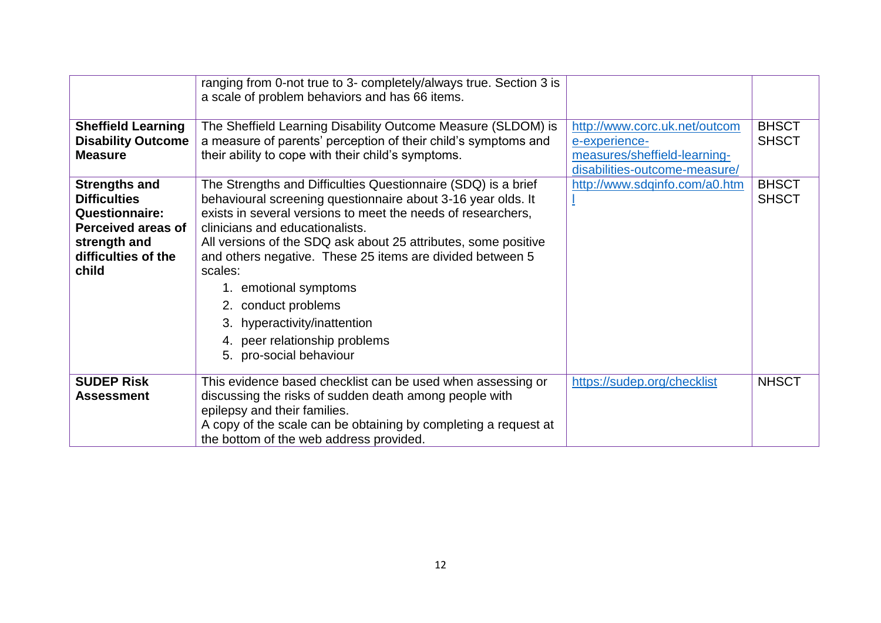| | | | |
|---|---|---|---|
| | ranging from 0-not true to 3- completely/always true. Section 3 is a scale of problem behaviors and has 66 items. | | |
| **Sheffield Learning Disability Outcome Measure** | The Sheffield Learning Disability Outcome Measure (SLDOM) is a measure of parents' perception of their child's symptoms and their ability to cope with their child's symptoms. | http://www.corc.uk.net/outcome-experience-measures/sheffield-learning-disabilities-outcome-measure/ | BHSCT SHSCT |
| **Strengths and Difficulties Questionnaire: Perceived areas of strength and difficulties of the child** | The Strengths and Difficulties Questionnaire (SDQ) is a brief behavioural screening questionnaire about 3-16 year olds. It exists in several versions to meet the needs of researchers, clinicians and educationalists.<br>All versions of the SDQ ask about 25 attributes, some positive and others negative. These 25 items are divided between 5 scales:<br>1. emotional symptoms<br>2. conduct problems<br>3. hyperactivity/inattention<br>4. peer relationship problems<br>5. pro-social behaviour | http://www.sdqinfo.com/a0.html | BHSCT SHSCT |
| **SUDEP Risk Assessment** | This evidence based checklist can be used when assessing or discussing the risks of sudden death among people with epilepsy and their families.<br>A copy of the scale can be obtaining by completing a request at the bottom of the web address provided. | https://sudep.org/checklist | NHSCT |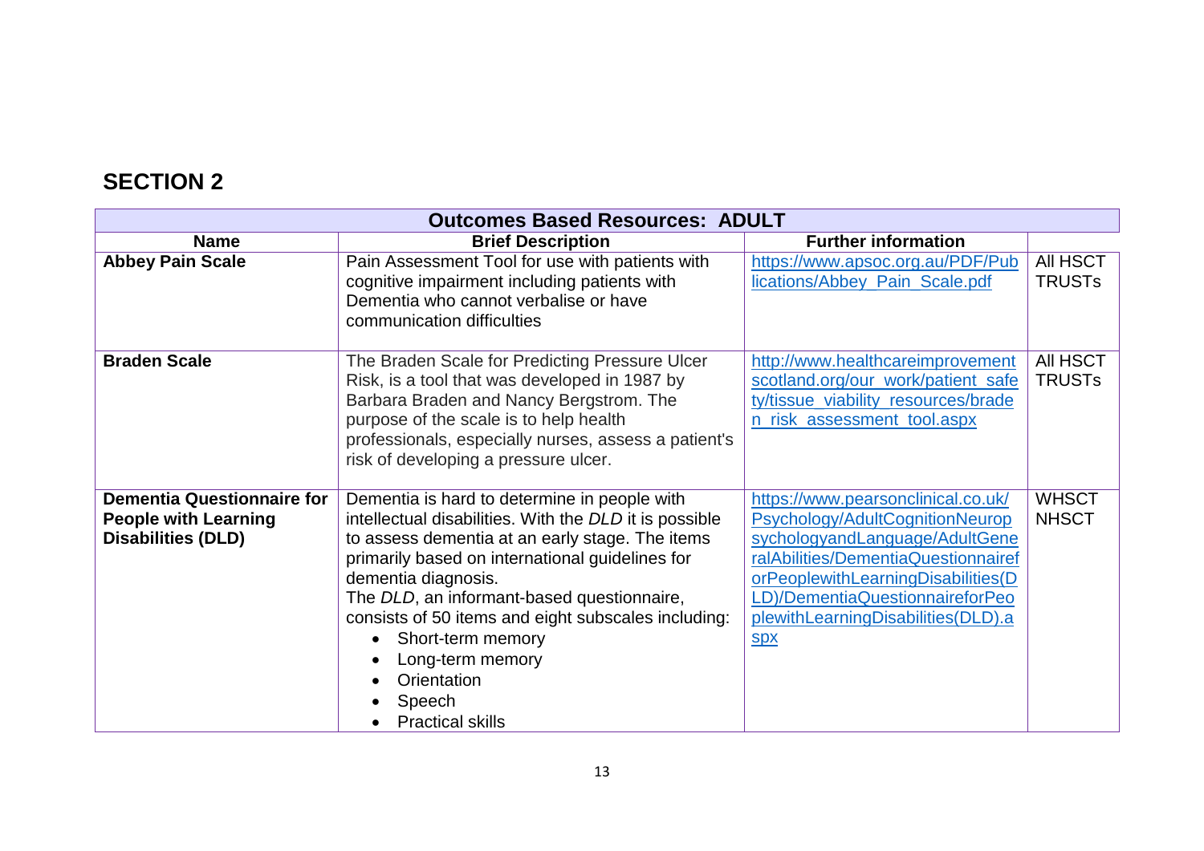## SECTION 2

| Outcomes Based Resources: ADULT | | | |
|---|---|---|---|
| **Name** | **Brief Description** | **Further information** | |
| **Abbey Pain Scale** | Pain Assessment Tool for use with patients with cognitive impairment including patients with Dementia who cannot verbalise or have communication difficulties | https://www.apsoc.org.au/PDF/Publications/Abbey_Pain_Scale.pdf | All HSCT TRUSTs |
| **Braden Scale** | The Braden Scale for Predicting Pressure Ulcer Risk, is a tool that was developed in 1987 by Barbara Braden and Nancy Bergstrom. The purpose of the scale is to help health professionals, especially nurses, assess a patient's risk of developing a pressure ulcer. | http://www.healthcareimprovementscotland.org/our_work/patient_safety/tissue_viability_resources/braden_risk_assessment_tool.aspx | All HSCT TRUSTs |
| **Dementia Questionnaire for People with Learning Disabilities (DLD)** | Dementia is hard to determine in people with intellectual disabilities. With the *DLD* it is possible to assess dementia at an early stage. The items primarily based on international guidelines for dementia diagnosis.<br>The *DLD*, an informant-based questionnaire, consists of 50 items and eight subscales including:<br>• Short-term memory<br>• Long-term memory<br>• Orientation<br>• Speech<br>• Practical skills | https://www.pearsonclinical.co.uk/Psychology/AdultCognitionNeuropsychologyandLanguage/AdultGeneralAbilities/DementiaQuestionnaireforPeoplewithLearningDisabilities(DLD)/DementiaQuestionnaireforPeoplewithLearningDisabilities(DLD).aspx | WHSCT NHSCT |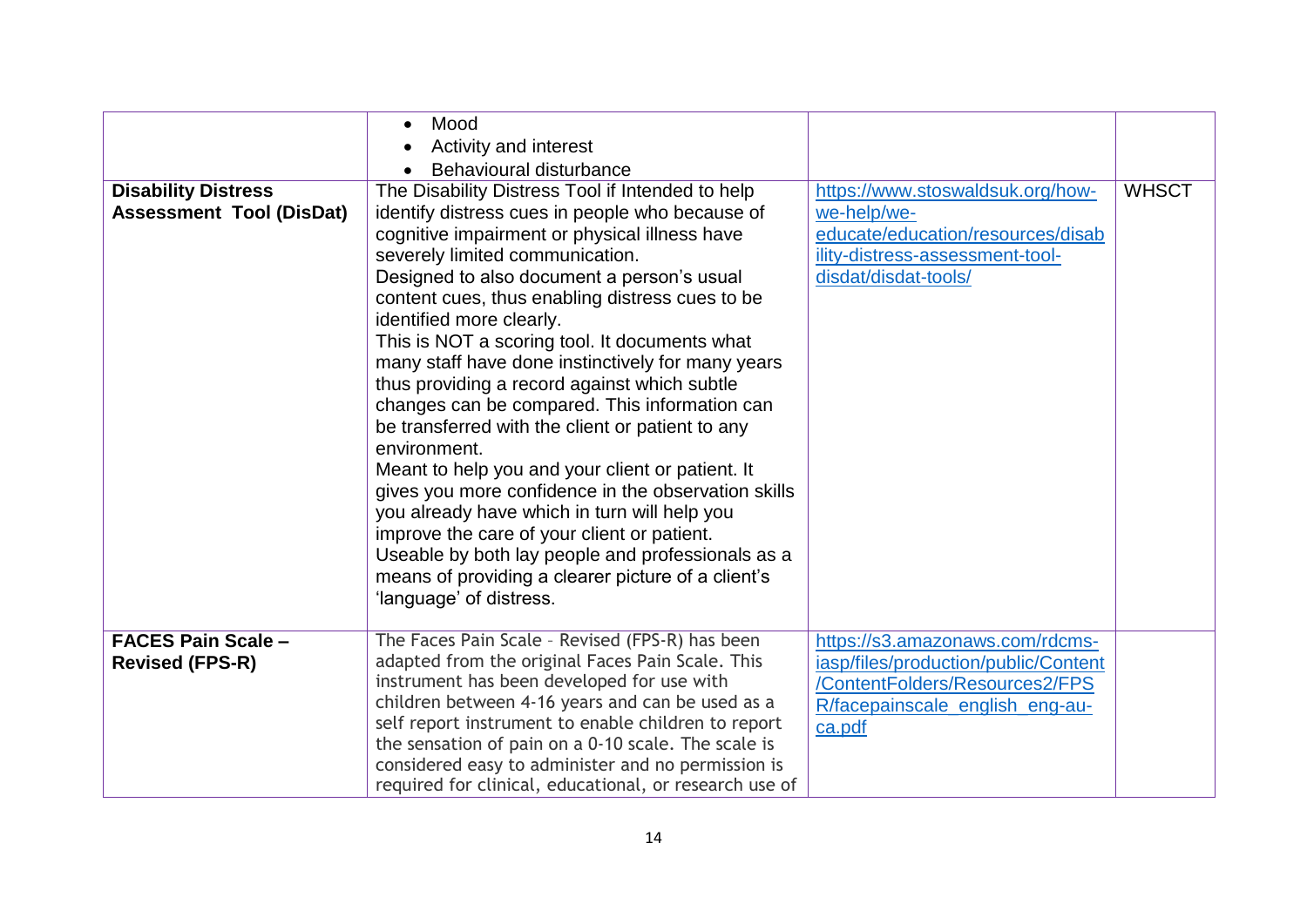| | | | |
|---|---|---|---|
| | • Mood<br>• Activity and interest<br>• Behavioural disturbance | | |
| **Disability Distress Assessment Tool (DisDat)** | The Disability Distress Tool if Intended to help identify distress cues in people who because of cognitive impairment or physical illness have severely limited communication.<br>Designed to also document a person's usual content cues, thus enabling distress cues to be identified more clearly.<br>This is NOT a scoring tool. It documents what many staff have done instinctively for many years thus providing a record against which subtle changes can be compared. This information can be transferred with the client or patient to any environment.<br>Meant to help you and your client or patient. It gives you more confidence in the observation skills you already have which in turn will help you improve the care of your client or patient.<br>Useable by both lay people and professionals as a means of providing a clearer picture of a client's 'language' of distress. | https://www.stoswaldsuk.org/how-we-help/we-educate/education/resources/disability-distress-assessment-tool-disdat/disdat-tools/ | WHSCT |
| **FACES Pain Scale – Revised (FPS-R)** | The Faces Pain Scale - Revised (FPS-R) has been adapted from the original Faces Pain Scale. This instrument has been developed for use with children between 4-16 years and can be used as a self report instrument to enable children to report the sensation of pain on a 0-10 scale. The scale is considered easy to administer and no permission is required for clinical, educational, or research use of | https://s3.amazonaws.com/rdcms-iasp/files/production/public/Content/ContentFolders/Resources2/FPSR/facepainscale_english_eng-au-ca.pdf | |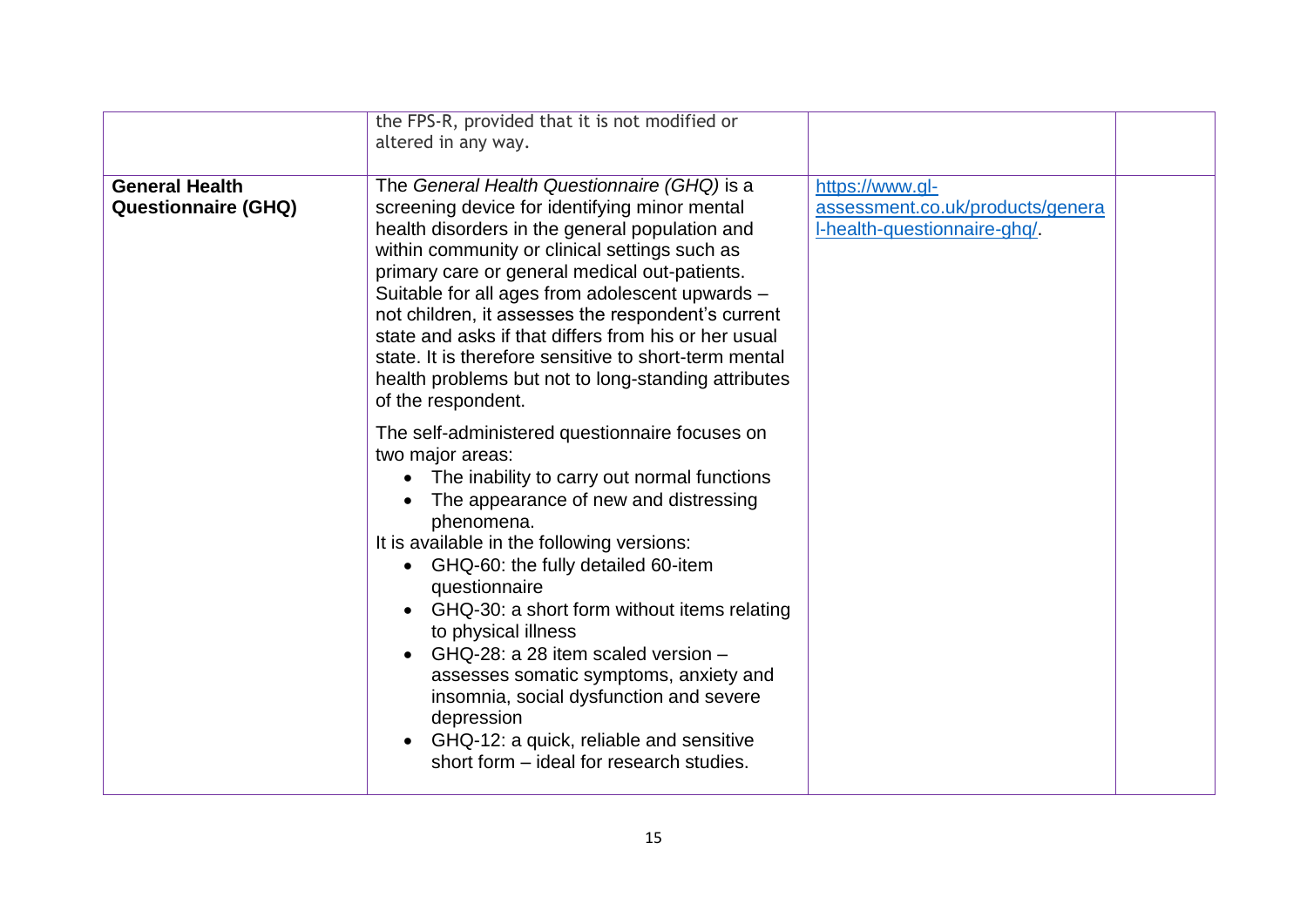| | | | |
|---|---|---|---|
| | the FPS-R, provided that it is not modified or altered in any way. | | |
| **General Health Questionnaire (GHQ)** | The *General Health Questionnaire (GHQ)* is a screening device for identifying minor mental health disorders in the general population and within community or clinical settings such as primary care or general medical out-patients. Suitable for all ages from adolescent upwards – not children, it assesses the respondent's current state and asks if that differs from his or her usual state. It is therefore sensitive to short-term mental health problems but not to long-standing attributes of the respondent.<br><br>The self-administered questionnaire focuses on two major areas:<br>• The inability to carry out normal functions<br>• The appearance of new and distressing phenomena.<br>It is available in the following versions:<br>• GHQ-60: the fully detailed 60-item questionnaire<br>• GHQ-30: a short form without items relating to physical illness<br>• GHQ-28: a 28 item scaled version – assesses somatic symptoms, anxiety and insomnia, social dysfunction and severe depression<br>• GHQ-12: a quick, reliable and sensitive short form – ideal for research studies. | https://www.gl-assessment.co.uk/products/general-health-questionnaire-ghq/. | |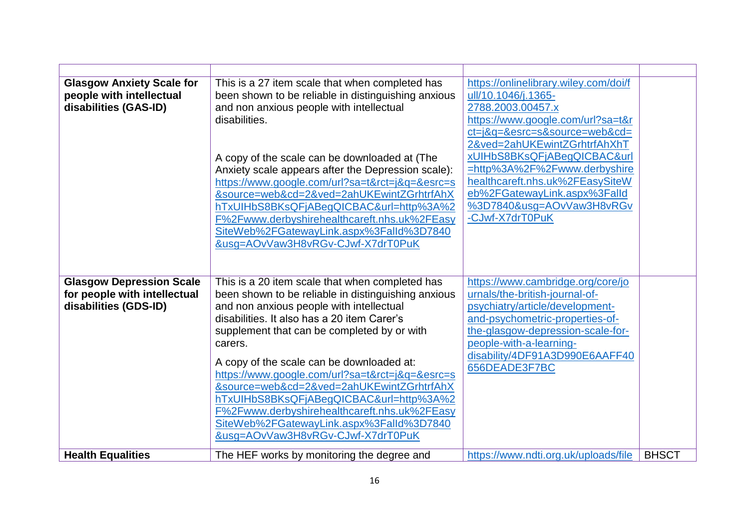| | | | |
|---|---|---|---|
| **Glasgow Anxiety Scale for people with intellectual disabilities (GAS-ID)** | This is a 27 item scale that when completed has been shown to be reliable in distinguishing anxious and non anxious people with intellectual disabilities.<br><br>A copy of the scale can be downloaded at (The Anxiety scale appears after the Depression scale): https://www.google.com/url?sa=t&rct=j&q=&esrc=s&source=web&cd=2&ved=2ahUKEwintZGrhtrfAhXhTxUIHbS8BKsQFjABegQICBAC&url=http%3A%2F%2Fwww.derbyshirehealthcareft.nhs.uk%2FEasySiteWeb%2FGatewayLink.aspx%3FalId%3D7840&usg=AOvVaw3H8vRGv-CJwf-X7drT0PuK | https://onlinelibrary.wiley.com/doi/full/10.1046/j.1365-2788.2003.00457.x<br>https://www.google.com/url?sa=t&rct=j&q=&esrc=s&source=web&cd=2&ved=2ahUKEwintZGrhtrfAhXhTxUIHbS8BKsQFjABegQICBAC&url=http%3A%2F%2Fwww.derbyshirehealthcareft.nhs.uk%2FEasySiteWeb%2FGatewayLink.aspx%3FalId%3D7840&usg=AOvVaw3H8vRGv-CJwf-X7drT0PuK | |
| **Glasgow Depression Scale for people with intellectual disabilities (GDS-ID)** | This is a 20 item scale that when completed has been shown to be reliable in distinguishing anxious and non anxious people with intellectual disabilities. It also has a 20 item Carer's supplement that can be completed by or with carers.<br><br>A copy of the scale can be downloaded at: https://www.google.com/url?sa=t&rct=j&q=&esrc=s&source=web&cd=2&ved=2ahUKEwintZGrhtrfAhXhTxUIHbS8BKsQFjABegQICBAC&url=http%3A%2F%2Fwww.derbyshirehealthcareft.nhs.uk%2FEasySiteWeb%2FGatewayLink.aspx%3FalId%3D7840&usg=AOvVaw3H8vRGv-CJwf-X7drT0PuK | https://www.cambridge.org/core/journals/the-british-journal-of-psychiatry/article/development-and-psychometric-properties-of-the-glasgow-depression-scale-for-people-with-a-learning-disability/4DF91A3D990E6AAFF40656DEADE3F7BC | |
| **Health Equalities** | The HEF works by monitoring the degree and | https://www.ndti.org.uk/uploads/file | BHSCT |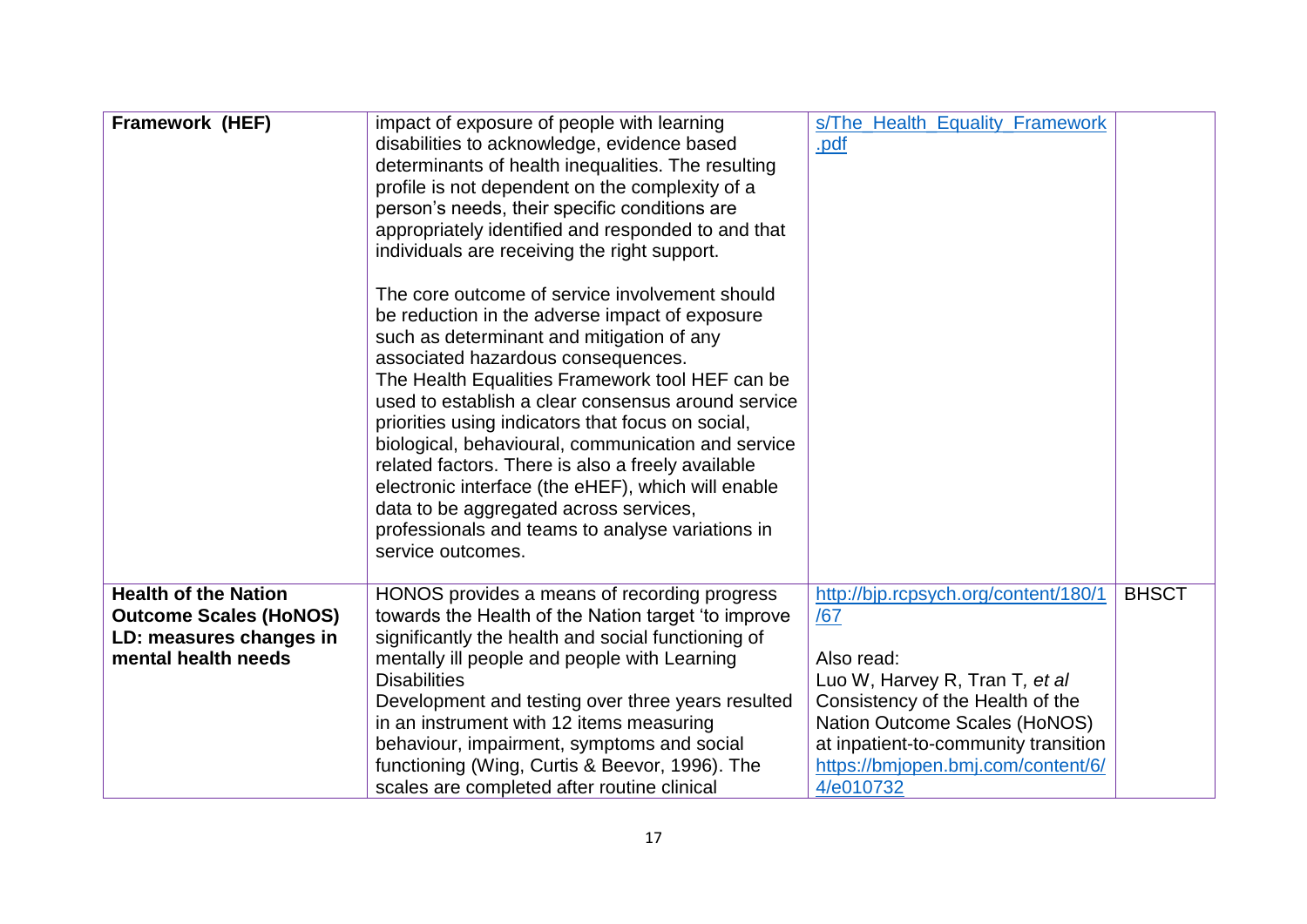| | | | |
|---|---|---|---|
| **Framework (HEF)** | impact of exposure of people with learning disabilities to acknowledge, evidence based determinants of health inequalities. The resulting profile is not dependent on the complexity of a person's needs, their specific conditions are appropriately identified and responded to and that individuals are receiving the right support.<br><br>The core outcome of service involvement should be reduction in the adverse impact of exposure such as determinant and mitigation of any associated hazardous consequences.<br>The Health Equalities Framework tool HEF can be used to establish a clear consensus around service priorities using indicators that focus on social, biological, behavioural, communication and service related factors. There is also a freely available electronic interface (the eHEF), which will enable data to be aggregated across services, professionals and teams to analyse variations in service outcomes. | s/The_Health_Equality_Framework.pdf | |
| **Health of the Nation Outcome Scales (HoNOS) LD: measures changes in mental health needs** | HONOS provides a means of recording progress towards the Health of the Nation target 'to improve significantly the health and social functioning of mentally ill people and people with Learning Disabilities<br>Development and testing over three years resulted in an instrument with 12 items measuring behaviour, impairment, symptoms and social functioning (Wing, Curtis & Beevor, 1996). The scales are completed after routine clinical | http://bjp.rcpsych.org/content/180/1/67<br><br>Also read:<br>Luo W, Harvey R, Tran T, *et al* Consistency of the Health of the Nation Outcome Scales (HoNOS) at inpatient-to-community transition https://bmjopen.bmj.com/content/6/4/e010732 | BHSCT |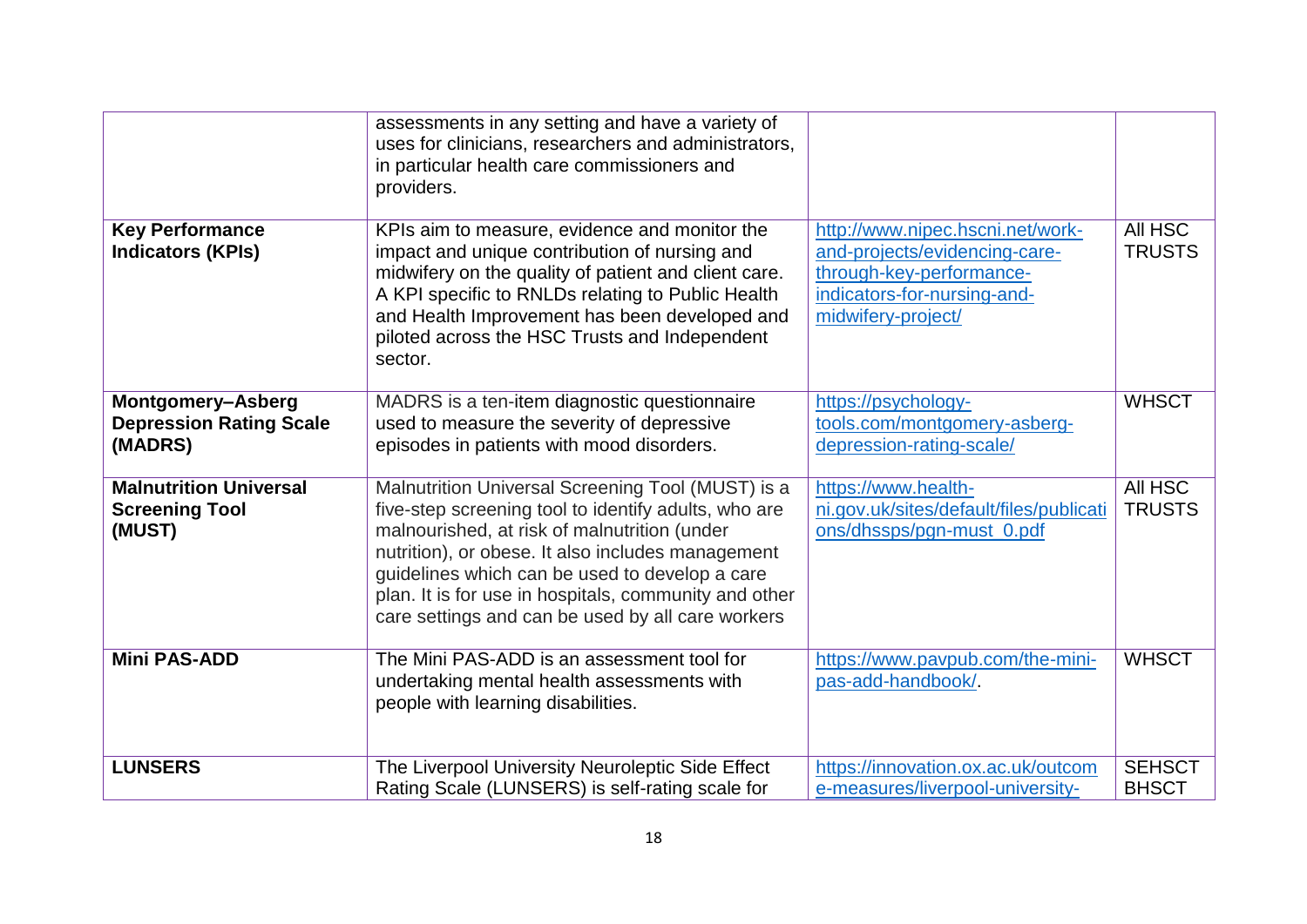|  |  |  |  |
|---|---|---|---|
|  | assessments in any setting and have a variety of uses for clinicians, researchers and administrators, in particular health care commissioners and providers. |  |  |
| **Key Performance Indicators (KPIs)** | KPIs aim to measure, evidence and monitor the impact and unique contribution of nursing and midwifery on the quality of patient and client care. A KPI specific to RNLDs relating to Public Health and Health Improvement has been developed and piloted across the HSC Trusts and Independent sector. | http://www.nipec.hscni.net/work-and-projects/evidencing-care-through-key-performance-indicators-for-nursing-and-midwifery-project/ | All HSC TRUSTS |
| **Montgomery–Asberg Depression Rating Scale (MADRS)** | MADRS is a ten-item diagnostic questionnaire used to measure the severity of depressive episodes in patients with mood disorders. | https://psychology-tools.com/montgomery-asberg-depression-rating-scale/ | WHSCT |
| **Malnutrition Universal Screening Tool (MUST)** | Malnutrition Universal Screening Tool (MUST) is a five-step screening tool to identify adults, who are malnourished, at risk of malnutrition (under nutrition), or obese. It also includes management guidelines which can be used to develop a care plan. It is for use in hospitals, community and other care settings and can be used by all care workers | https://www.health-ni.gov.uk/sites/default/files/publications/dhssps/pgn-must_0.pdf | All HSC TRUSTS |
| **Mini PAS-ADD** | The Mini PAS-ADD is an assessment tool for undertaking mental health assessments with people with learning disabilities. | https://www.pavpub.com/the-mini-pas-add-handbook/. | WHSCT |
| **LUNSERS** | The Liverpool University Neuroleptic Side Effect Rating Scale (LUNSERS) is self-rating scale for | https://innovation.ox.ac.uk/outcome-measures/liverpool-university- | SEHSCT BHSCT |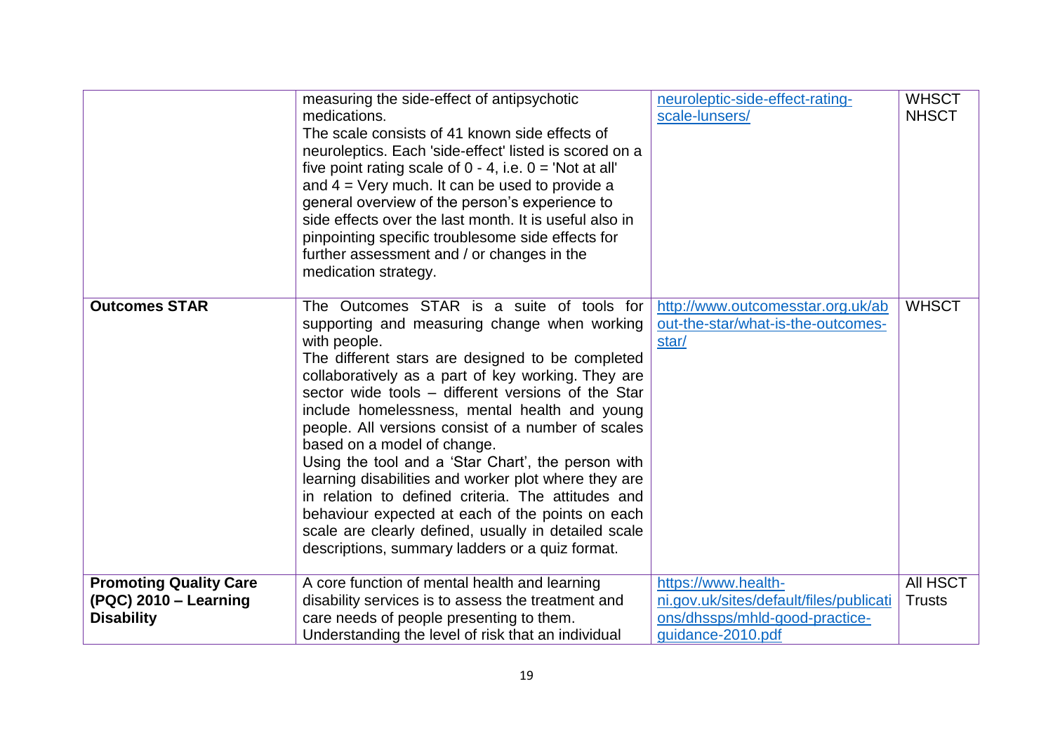| | | | |
|---|---|---|---|
| | measuring the side-effect of antipsychotic medications.<br>The scale consists of 41 known side effects of neuroleptics. Each 'side-effect' listed is scored on a five point rating scale of 0 - 4, i.e. 0 = 'Not at all' and 4 = Very much. It can be used to provide a general overview of the person's experience to side effects over the last month. It is useful also in pinpointing specific troublesome side effects for further assessment and / or changes in the medication strategy. | neuroleptic-side-effect-rating-scale-lunsers/ | WHSCT NHSCT |
| **Outcomes STAR** | The Outcomes STAR is a suite of tools for supporting and measuring change when working with people.<br>The different stars are designed to be completed collaboratively as a part of key working. They are sector wide tools – different versions of the Star include homelessness, mental health and young people. All versions consist of a number of scales based on a model of change.<br>Using the tool and a 'Star Chart', the person with learning disabilities and worker plot where they are in relation to defined criteria. The attitudes and behaviour expected at each of the points on each scale are clearly defined, usually in detailed scale descriptions, summary ladders or a quiz format. | http://www.outcomesstar.org.uk/about-the-star/what-is-the-outcomes-star/ | WHSCT |
| **Promoting Quality Care (PQC) 2010 – Learning Disability** | A core function of mental health and learning disability services is to assess the treatment and care needs of people presenting to them. Understanding the level of risk that an individual | https://www.health-ni.gov.uk/sites/default/files/publications/dhssps/mhld-good-practice-guidance-2010.pdf | All HSCT Trusts |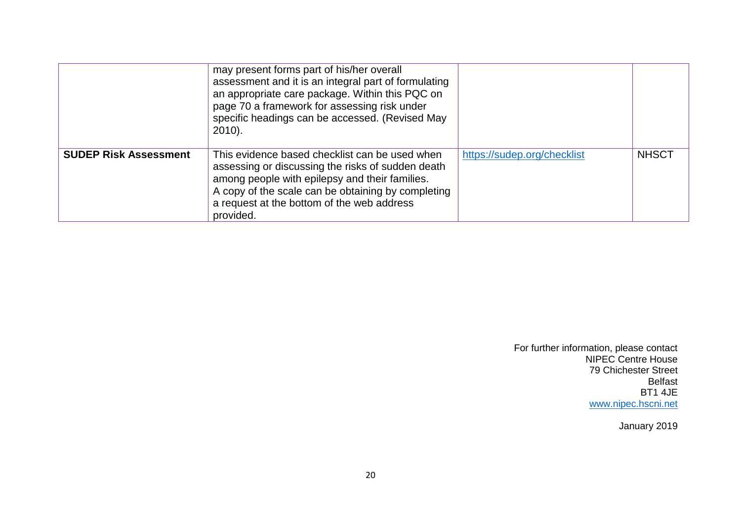| | | | |
|---|---|---|---|
| | may present forms part of his/her overall assessment and it is an integral part of formulating an appropriate care package. Within this PQC on page 70 a framework for assessing risk under specific headings can be accessed. (Revised May 2010). | | |
| **SUDEP Risk Assessment** | This evidence based checklist can be used when assessing or discussing the risks of sudden death among people with epilepsy and their families. A copy of the scale can be obtaining by completing a request at the bottom of the web address provided. | https://sudep.org/checklist | NHSCT |

For further information, please contact
NIPEC Centre House
79 Chichester Street
Belfast
BT1 4JE
www.nipec.hscni.net

January 2019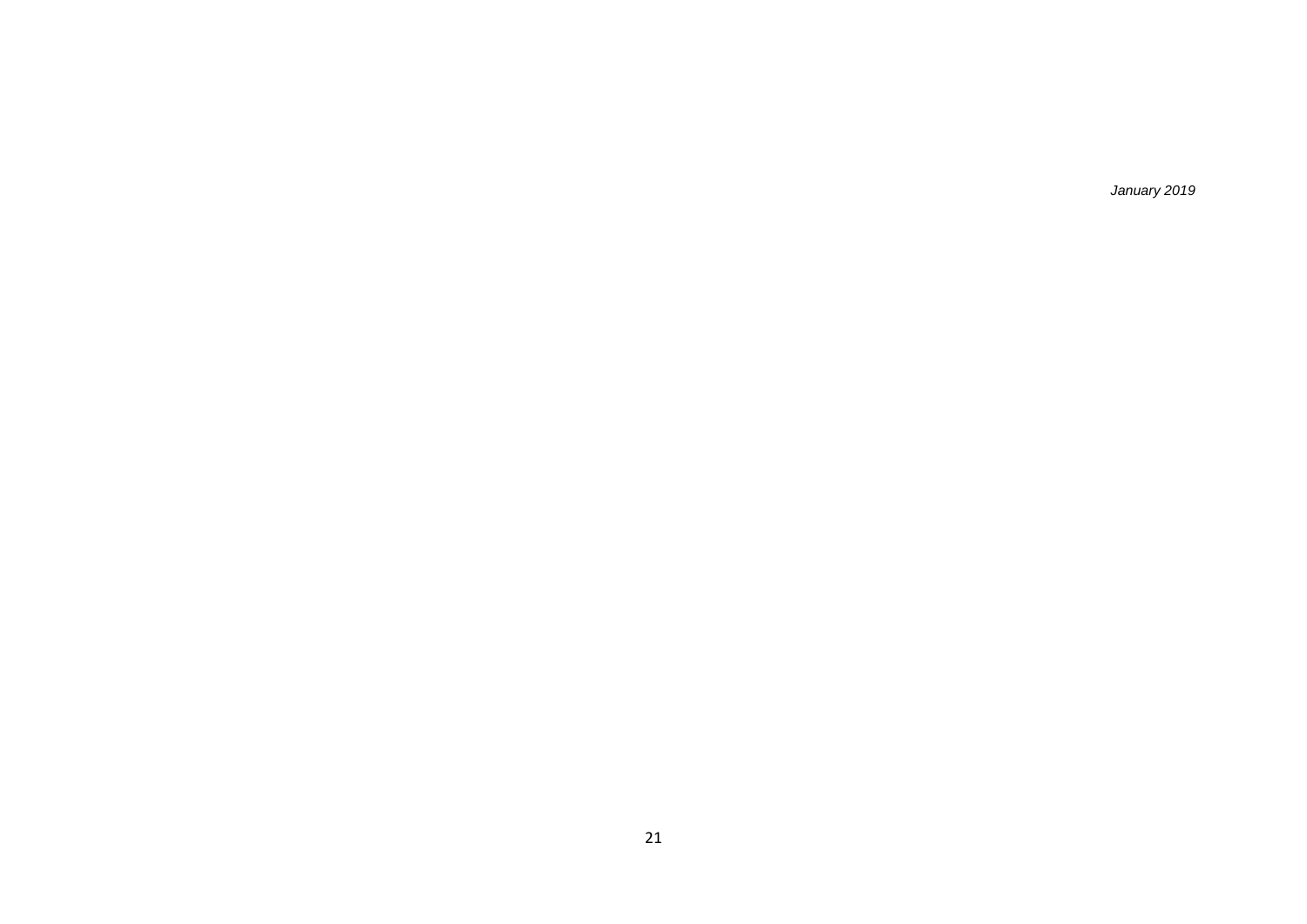*January 2019*